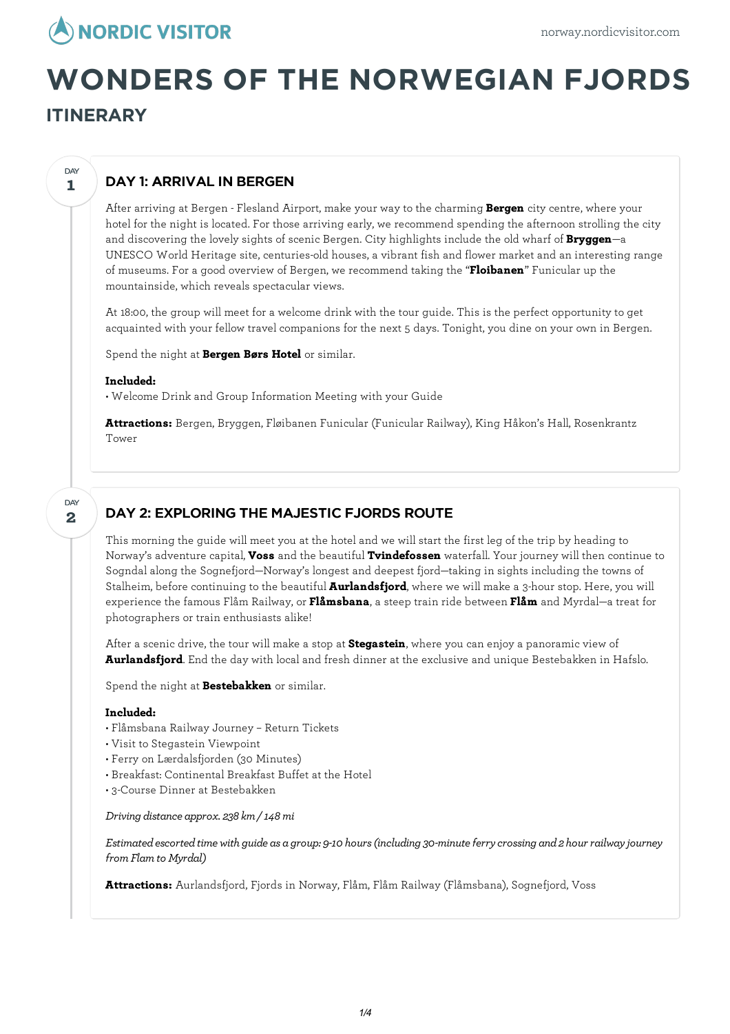# WONDERS OF THE NORWEGIAN FJORDS

## ITINERARY

### DAY 1: ARRIVAL IN BERGEN

After arriving at Bergen - Flesland Airport, make your way to the charming **Bergen** city centre, where your hotel for the night is located. For those arriving early, we recommend spending the afternoon strolling the city and discovering the lovely sights of scenic Bergen. City highlights include the old wharf of **Bryggen**—a UNESCO World Heritage site, centuries-old houses, a vibrant fish and flower market and an interesting range of museums. For a good overview of Bergen, we recommend taking the "**Floibanen**" Funicular up the mountainside, which reveals spectacular views.

At 18:00, the group will meet for a welcome drink with the tour guide. This is the perfect opportunity to get acquainted with your fellow travel companions for the next 5 days. Tonight, you dine on your own in Bergen.

Spend the night at **Bergen Børs Hotel** or similar.

**Included:**
• Welcome Drink and Group Information Meeting with your Guide

**Attractions:** Bergen, Bryggen, Fløibanen Funicular (Funicular Railway), King Håkon's Hall, Rosenkrantz Tower

### DAY 2: EXPLORING THE MAJESTIC FJORDS ROUTE

This morning the guide will meet you at the hotel and we will start the first leg of the trip by heading to Norway's adventure capital, **Voss** and the beautiful **Tvindefossen** waterfall. Your journey will then continue to Sogndal along the Sognefjord—Norway's longest and deepest fjord—taking in sights including the towns of Stalheim, before continuing to the beautiful **Aurlandsfjord**, where we will make a 3-hour stop. Here, you will experience the famous Flåm Railway, or **Flåmsbana**, a steep train ride between **Flåm** and Myrdal—a treat for photographers or train enthusiasts alike!

After a scenic drive, the tour will make a stop at **Stegastein**, where you can enjoy a panoramic view of **Aurlandsfjord**. End the day with local and fresh dinner at the exclusive and unique Bestebakken in Hafslo.

Spend the night at **Bestebakken** or similar.

**Included:**
• Flåmsbana Railway Journey – Return Tickets
• Visit to Stegastein Viewpoint
• Ferry on Lærdalsfjorden (30 Minutes)
• Breakfast: Continental Breakfast Buffet at the Hotel
• 3-Course Dinner at Bestebakken

*Driving distance approx. 238 km / 148 mi*

*Estimated escorted time with guide as a group: 9-10 hours (including 30-minute ferry crossing and 2 hour railway journey from Flam to Myrdal)*

**Attractions:** Aurlandsfjord, Fjords in Norway, Flåm, Flåm Railway (Flåmsbana), Sognefjord, Voss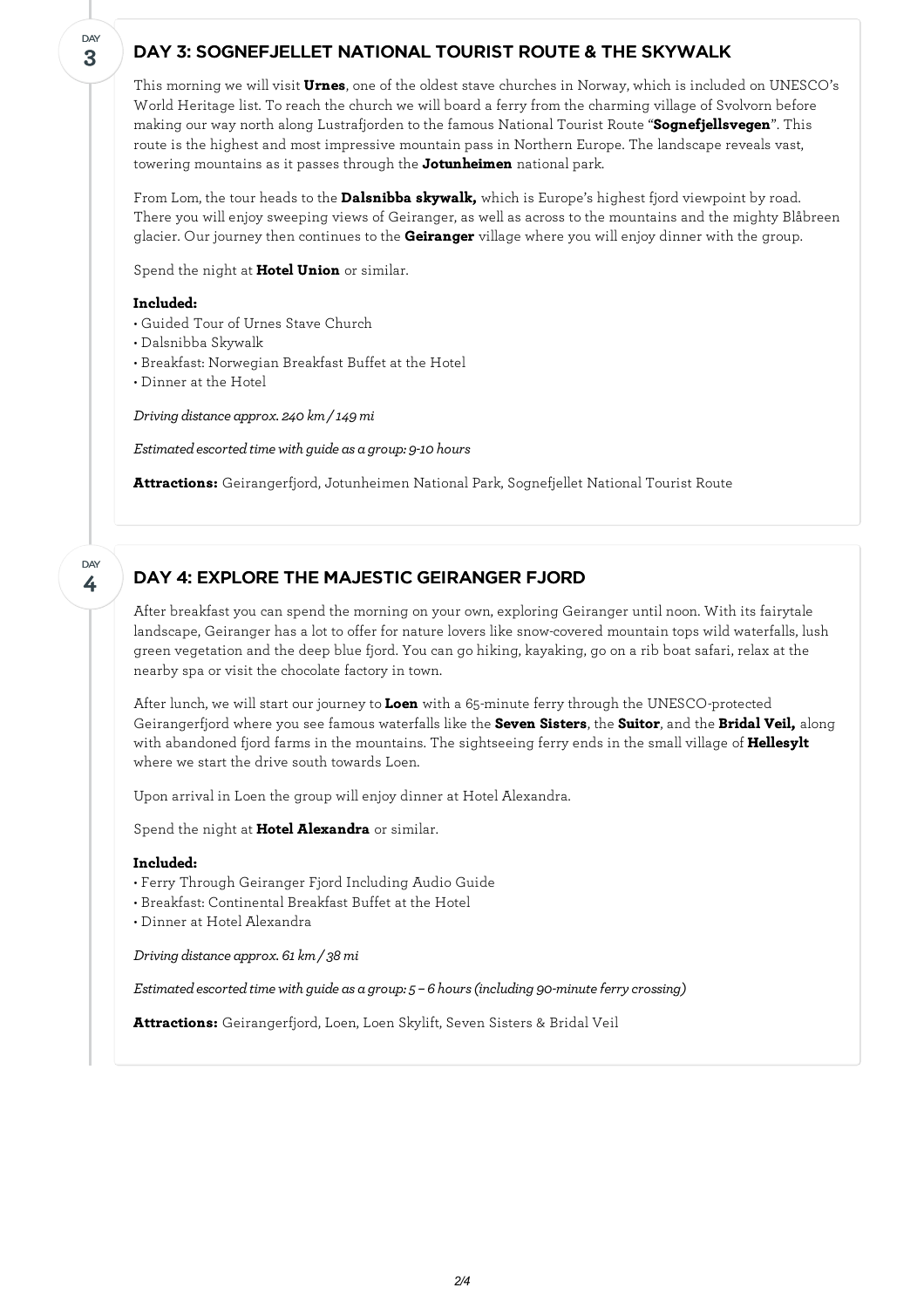## DAY 3: SOGNEFJELLET NATIONAL TOURIST ROUTE & THE SKYWALK

This morning we will visit **Urnes**, one of the oldest stave churches in Norway, which is included on UNESCO's World Heritage list. To reach the church we will board a ferry from the charming village of Svolvorn before making our way north along Lustrafjorden to the famous National Tourist Route "**Sognefjellsvegen**". This route is the highest and most impressive mountain pass in Northern Europe. The landscape reveals vast, towering mountains as it passes through the **Jotunheimen** national park.

From Lom, the tour heads to the **Dalsnibba skywalk,** which is Europe's highest fjord viewpoint by road. There you will enjoy sweeping views of Geiranger, as well as across to the mountains and the mighty Blåbreen glacier. Our journey then continues to the **Geiranger** village where you will enjoy dinner with the group.

Spend the night at **Hotel Union** or similar.

**Included:**

- Guided Tour of Urnes Stave Church
- Dalsnibba Skywalk
- Breakfast: Norwegian Breakfast Buffet at the Hotel
- Dinner at the Hotel

*Driving distance approx. 240 km / 149 mi*

*Estimated escorted time with guide as a group: 9-10 hours*

**Attractions:** Geirangerfjord, Jotunheimen National Park, Sognefjellet National Tourist Route

## DAY 4: EXPLORE THE MAJESTIC GEIRANGER FJORD

After breakfast you can spend the morning on your own, exploring Geiranger until noon. With its fairytale landscape, Geiranger has a lot to offer for nature lovers like snow-covered mountain tops wild waterfalls, lush green vegetation and the deep blue fjord. You can go hiking, kayaking, go on a rib boat safari, relax at the nearby spa or visit the chocolate factory in town.

After lunch, we will start our journey to **Loen** with a 65-minute ferry through the UNESCO-protected Geirangerfjord where you see famous waterfalls like the **Seven Sisters**, the **Suitor**, and the **Bridal Veil,** along with abandoned fjord farms in the mountains. The sightseeing ferry ends in the small village of **Hellesylt** where we start the drive south towards Loen.

Upon arrival in Loen the group will enjoy dinner at Hotel Alexandra.

Spend the night at **Hotel Alexandra** or similar.

**Included:**

- Ferry Through Geiranger Fjord Including Audio Guide
- Breakfast: Continental Breakfast Buffet at the Hotel
- Dinner at Hotel Alexandra

*Driving distance approx. 61 km / 38 mi*

*Estimated escorted time with guide as a group: 5 – 6 hours (including 90-minute ferry crossing)*

**Attractions:** Geirangerfjord, Loen, Loen Skylift, Seven Sisters & Bridal Veil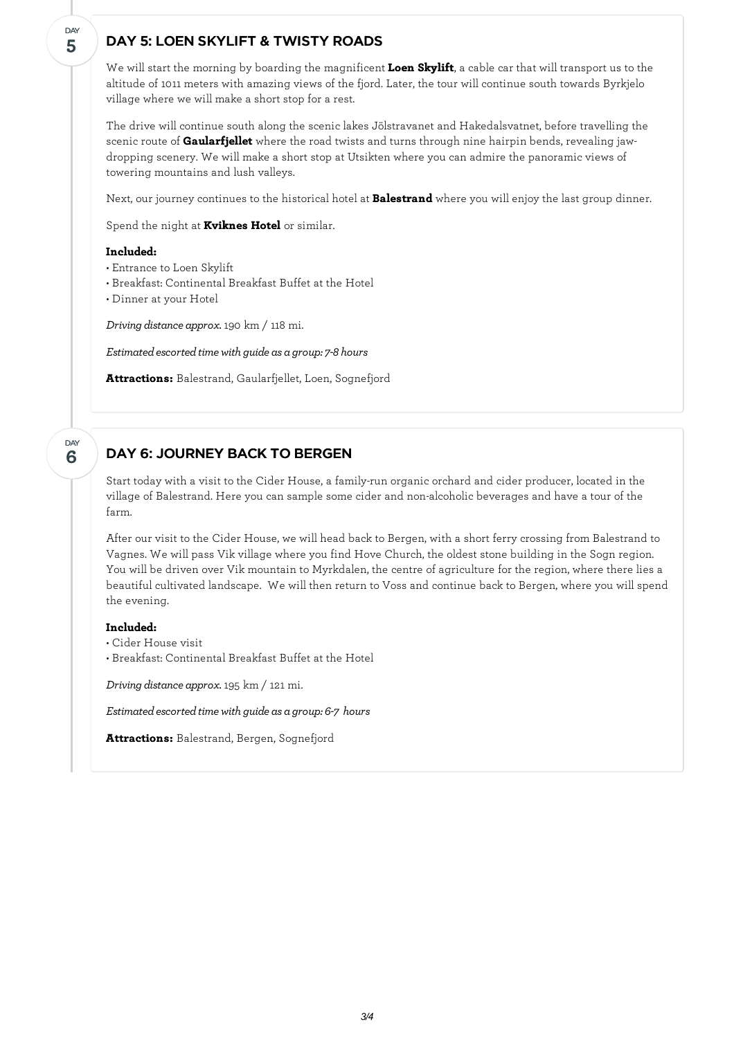DAY 5

## DAY 5: LOEN SKYLIFT & TWISTY ROADS

We will start the morning by boarding the magnificent **Loen Skylift**, a cable car that will transport us to the altitude of 1011 meters with amazing views of the fjord. Later, the tour will continue south towards Byrkjelo village where we will make a short stop for a rest.

The drive will continue south along the scenic lakes Jölstravanet and Hakedalsvatnet, before travelling the scenic route of **Gaularfjellet** where the road twists and turns through nine hairpin bends, revealing jaw-dropping scenery. We will make a short stop at Utsikten where you can admire the panoramic views of towering mountains and lush valleys.

Next, our journey continues to the historical hotel at **Balestrand** where you will enjoy the last group dinner.

Spend the night at **Kviknes Hotel** or similar.

**Included:**

- Entrance to Loen Skylift
- Breakfast: Continental Breakfast Buffet at the Hotel
- Dinner at your Hotel

*Driving distance approx.* 190 km / 118 mi.

*Estimated escorted time with guide as a group: 7-8 hours*

**Attractions:** Balestrand, Gaularfjellet, Loen, Sognefjord

DAY 6

## DAY 6: JOURNEY BACK TO BERGEN

Start today with a visit to the Cider House, a family-run organic orchard and cider producer, located in the village of Balestrand. Here you can sample some cider and non-alcoholic beverages and have a tour of the farm.

After our visit to the Cider House, we will head back to Bergen, with a short ferry crossing from Balestrand to Vagnes. We will pass Vik village where you find Hove Church, the oldest stone building in the Sogn region. You will be driven over Vik mountain to Myrkdalen, the centre of agriculture for the region, where there lies a beautiful cultivated landscape. We will then return to Voss and continue back to Bergen, where you will spend the evening.

**Included:**

- Cider House visit
- Breakfast: Continental Breakfast Buffet at the Hotel

*Driving distance approx.* 195 km / 121 mi.

*Estimated escorted time with guide as a group: 6-7 hours*

**Attractions:** Balestrand, Bergen, Sognefjord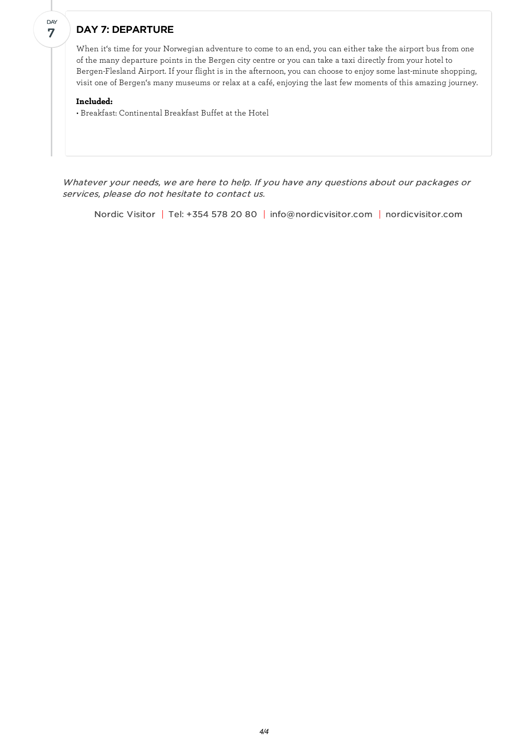## DAY 7: DEPARTURE

When it's time for your Norwegian adventure to come to an end, you can either take the airport bus from one of the many departure points in the Bergen city centre or you can take a taxi directly from your hotel to Bergen-Flesland Airport. If your flight is in the afternoon, you can choose to enjoy some last-minute shopping, visit one of Bergen's many museums or relax at a café, enjoying the last few moments of this amazing journey.

**Included:**

- Breakfast: Continental Breakfast Buffet at the Hotel

*Whatever your needs, we are here to help. If you have any questions about our packages or services, please do not hesitate to contact us.*

Nordic Visitor | Tel: +354 578 20 80 | info@nordicvisitor.com | nordicvisitor.com